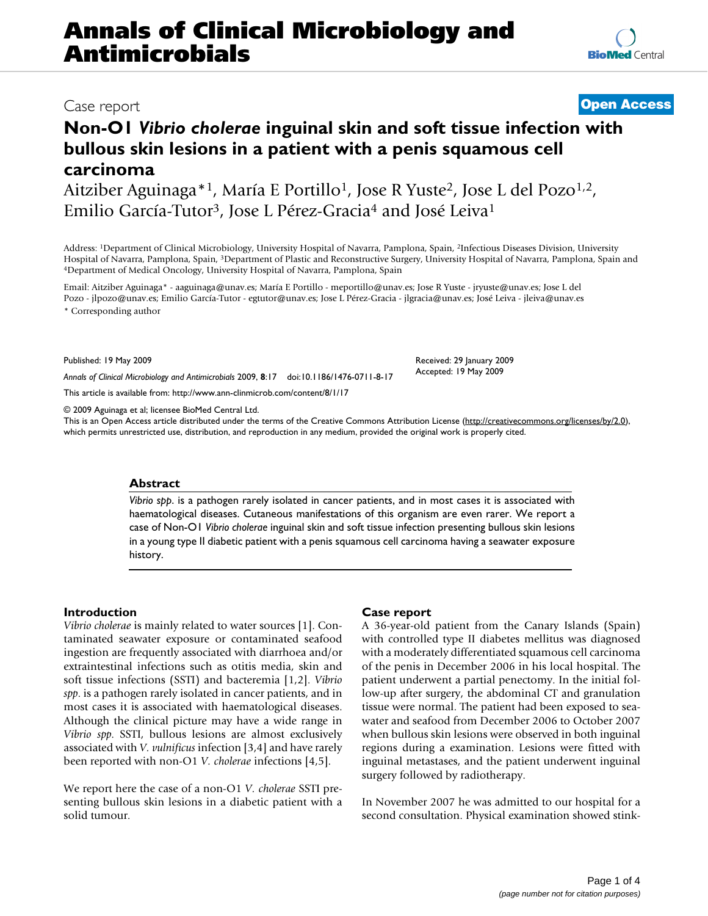# Annals of Clinical Microbiology and Antimicrobials

Case report

**Open Access**

# Non-O1 *Vibrio cholerae* inguinal skin and soft tissue infection with bullous skin lesions in a patient with a penis squamous cell carcinoma

Aitziber Aguinaga*[1], María E Portillo[1], Jose R Yuste[2], Jose L del Pozo[1,2], Emilio García-Tutor[3], Jose L Pérez-Gracia[4] and José Leiva[1]

Address: [1]Department of Clinical Microbiology, University Hospital of Navarra, Pamplona, Spain, [2]Infectious Diseases Division, University Hospital of Navarra, Pamplona, Spain, [3]Department of Plastic and Reconstructive Surgery, University Hospital of Navarra, Pamplona, Spain and [4]Department of Medical Oncology, University Hospital of Navarra, Pamplona, Spain

Email: Aitziber Aguinaga* - aaguinaga@unav.es; María E Portillo - meportillo@unav.es; Jose R Yuste - jryuste@unav.es; Jose L del Pozo - jlpozo@unav.es; Emilio García-Tutor - egtutor@unav.es; Jose L Pérez-Gracia - jlgracia@unav.es; José Leiva - jleiva@unav.es

* Corresponding author

Published: 19 May 2009

*Annals of Clinical Microbiology and Antimicrobials* 2009, **8**:17 doi:10.1186/1476-0711-8-17

Received: 29 January 2009
Accepted: 19 May 2009

This article is available from: http://www.ann-clinmicrob.com/content/8/1/17

© 2009 Aguinaga et al; licensee BioMed Central Ltd.
This is an Open Access article distributed under the terms of the Creative Commons Attribution License (http://creativecommons.org/licenses/by/2.0), which permits unrestricted use, distribution, and reproduction in any medium, provided the original work is properly cited.

## Abstract

*Vibrio spp*. is a pathogen rarely isolated in cancer patients, and in most cases it is associated with haematological diseases. Cutaneous manifestations of this organism are even rarer. We report a case of Non-O1 *Vibrio cholerae* inguinal skin and soft tissue infection presenting bullous skin lesions in a young type II diabetic patient with a penis squamous cell carcinoma having a seawater exposure history.

## Introduction

*Vibrio cholerae* is mainly related to water sources [1]. Contaminated seawater exposure or contaminated seafood ingestion are frequently associated with diarrhoea and/or extraintestinal infections such as otitis media, skin and soft tissue infections (SSTI) and bacteremia [1,2]. *Vibrio spp*. is a pathogen rarely isolated in cancer patients, and in most cases it is associated with haematological diseases. Although the clinical picture may have a wide range in *Vibrio spp*. SSTI, bullous lesions are almost exclusively associated with *V. vulnificus* infection [3,4] and have rarely been reported with non-O1 *V. cholerae* infections [4,5].

We report here the case of a non-O1 *V. cholerae* SSTI presenting bullous skin lesions in a diabetic patient with a solid tumour.

## Case report

A 36-year-old patient from the Canary Islands (Spain) with controlled type II diabetes mellitus was diagnosed with a moderately differentiated squamous cell carcinoma of the penis in December 2006 in his local hospital. The patient underwent a partial penectomy. In the initial follow-up after surgery, the abdominal CT and granulation tissue were normal. The patient had been exposed to seawater and seafood from December 2006 to October 2007 when bullous skin lesions were observed in both inguinal regions during a examination. Lesions were fitted with inguinal metastases, and the patient underwent inguinal surgery followed by radiotherapy.

In November 2007 he was admitted to our hospital for a second consultation. Physical examination showed stink-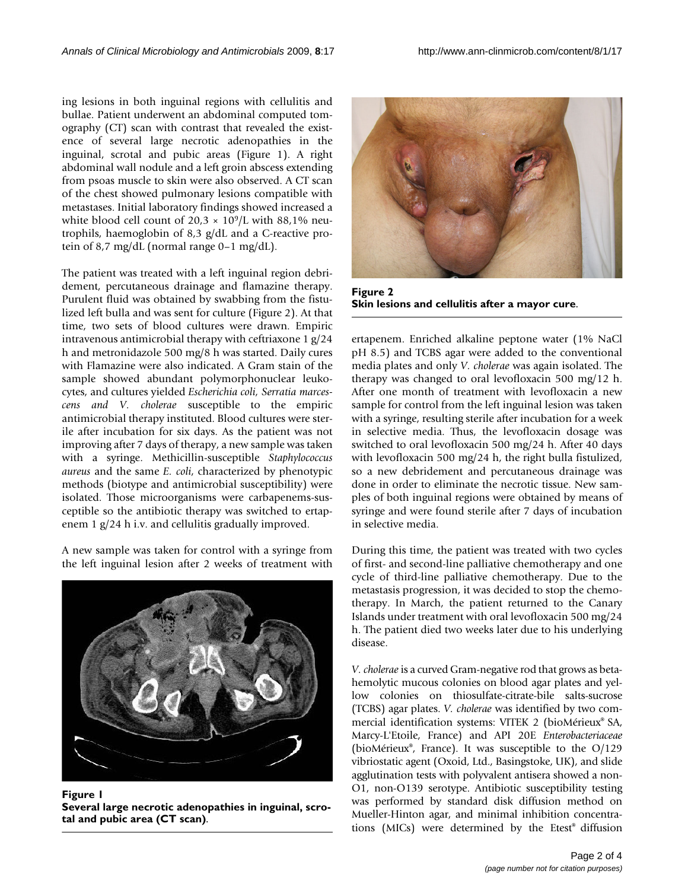ing lesions in both inguinal regions with cellulitis and bullae. Patient underwent an abdominal computed tomography (CT) scan with contrast that revealed the existence of several large necrotic adenopathies in the inguinal, scrotal and pubic areas (Figure 1). A right abdominal wall nodule and a left groin abscess extending from psoas muscle to skin were also observed. A CT scan of the chest showed pulmonary lesions compatible with metastases. Initial laboratory findings showed increased a white blood cell count of 20,3 × $10^9$/L with 88,1% neutrophils, haemoglobin of 8,3 g/dL and a C-reactive protein of 8,7 mg/dL (normal range 0–1 mg/dL).

The patient was treated with a left inguinal region debridement, percutaneous drainage and flamazine therapy. Purulent fluid was obtained by swabbing from the fistulized left bulla and was sent for culture (Figure 2). At that time, two sets of blood cultures were drawn. Empiric intravenous antimicrobial therapy with ceftriaxone 1 g/24 h and metronidazole 500 mg/8 h was started. Daily cures with Flamazine were also indicated. A Gram stain of the sample showed abundant polymorphonuclear leukocytes, and cultures yielded *Escherichia coli*, *Serratia marcescens and V. cholerae* susceptible to the empiric antimicrobial therapy instituted. Blood cultures were sterile after incubation for six days. As the patient was not improving after 7 days of therapy, a new sample was taken with a syringe. Methicillin-susceptible *Staphylococcus aureus* and the same *E. coli*, characterized by phenotypic methods (biotype and antimicrobial susceptibility) were isolated. Those microorganisms were carbapenems-susceptible so the antibiotic therapy was switched to ertapenem 1 g/24 h i.v. and cellulitis gradually improved.

A new sample was taken for control with a syringe from the left inguinal lesion after 2 weeks of treatment with ertapenem. Enriched alkaline peptone water (1% NaCl pH 8.5) and TCBS agar were added to the conventional media plates and only *V. cholerae* was again isolated. The therapy was changed to oral levofloxacin 500 mg/12 h. After one month of treatment with levofloxacin a new sample for control from the left inguinal lesion was taken with a syringe, resulting sterile after incubation for a week in selective media. Thus, the levofloxacin dosage was switched to oral levofloxacin 500 mg/24 h. After 40 days with levofloxacin 500 mg/24 h, the right bulla fistulized, so a new debridement and percutaneous drainage was done in order to eliminate the necrotic tissue. New samples of both inguinal regions were obtained by means of syringe and were found sterile after 7 days of incubation in selective media.

**Figure 1**
**Several large necrotic adenopathies in inguinal, scrotal and pubic area (CT scan).**

**Figure 2**
**Skin lesions and cellulitis after a mayor cure.**

During this time, the patient was treated with two cycles of first- and second-line palliative chemotherapy and one cycle of third-line palliative chemotherapy. Due to the metastasis progression, it was decided to stop the chemotherapy. In March, the patient returned to the Canary Islands under treatment with oral levofloxacin 500 mg/24 h. The patient died two weeks later due to his underlying disease.

*V. cholerae* is a curved Gram-negative rod that grows as beta-hemolytic mucous colonies on blood agar plates and yellow colonies on thiosulfate-citrate-bile salts-sucrose (TCBS) agar plates. *V. cholerae* was identified by two commercial identification systems: VITEK 2 (bioMérieux® SA, Marcy-L'Etoile, France) and API 20E *Enterobacteriaceae* (bioMérieux®, France). It was susceptible to the O/129 vibriostatic agent (Oxoid, Ltd., Basingstoke, UK), and slide agglutination tests with polyvalent antisera showed a non-O1, non-O139 serotype. Antibiotic susceptibility testing was performed by standard disk diffusion method on Mueller-Hinton agar, and minimal inhibition concentrations (MICs) were determined by the Etest® diffusion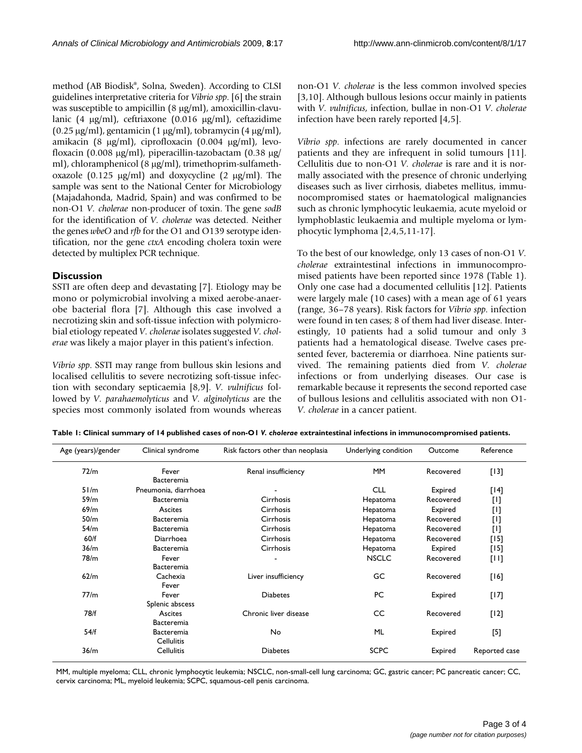method (AB Biodisk®, Solna, Sweden). According to CLSI guidelines interpretative criteria for *Vibrio spp*. [6] the strain was susceptible to ampicillin (8 μg/ml), amoxicillin-clavulanic (4 μg/ml), ceftriaxone (0.016 μg/ml), ceftazidime (0.25 μg/ml), gentamicin (1 μg/ml), tobramycin (4 μg/ml), amikacin (8 μg/ml), ciprofloxacin (0.004 μg/ml), levofloxacin (0.008 μg/ml), piperacillin-tazobactam (0.38 μg/ml), chloramphenicol (8 μg/ml), trimethoprim-sulfamethoxazole (0.125 μg/ml) and doxycycline (2 μg/ml). The sample was sent to the National Center for Microbiology (Majadahonda, Madrid, Spain) and was confirmed to be non-O1 *V. cholerae* non-producer of toxin. The gene *sodB* for the identification of *V. cholerae* was detected. Neither the genes *wbeO* and *rfb* for the O1 and O139 serotype identification, nor the gene *ctxA* encoding cholera toxin were detected by multiplex PCR technique.

## Discussion

SSTI are often deep and devastating [7]. Etiology may be mono or polymicrobial involving a mixed aerobe-anaerobe bacterial flora [7]. Although this case involved a necrotizing skin and soft-tissue infection with polymicrobial etiology repeated *V. cholerae* isolates suggested *V. cholerae* was likely a major player in this patient's infection.

*Vibrio spp*. SSTI may range from bullous skin lesions and localised cellulitis to severe necrotizing soft-tissue infection with secondary septicaemia [8,9]. *V. vulnificus* followed by *V. parahaemolyticus* and *V. alginolyticus* are the species most commonly isolated from wounds whereas non-O1 *V. cholerae* is the less common involved species [3,10]. Although bullous lesions occur mainly in patients with *V. vulnificus*, infection, bullae in non-O1 *V. cholerae* infection have been rarely reported [4,5].

*Vibrio spp*. infections are rarely documented in cancer patients and they are infrequent in solid tumours [11]. Cellulitis due to non-O1 *V. cholerae* is rare and it is normally associated with the presence of chronic underlying diseases such as liver cirrhosis, diabetes mellitus, immunocompromised states or haematological malignancies such as chronic lymphocytic leukaemia, acute myeloid or lymphoblastic leukaemia and multiple myeloma or lymphocytic lymphoma [2,4,5,11-17].

To the best of our knowledge, only 13 cases of non-O1 *V. cholerae* extraintestinal infections in immunocompromised patients have been reported since 1978 (Table 1). Only one case had a documented cellulitis [12]. Patients were largely male (10 cases) with a mean age of 61 years (range, 36–78 years). Risk factors for *Vibrio spp*. infection were found in ten cases; 8 of them had liver disease. Interestingly, 10 patients had a solid tumour and only 3 patients had a hematological disease. Twelve cases presented fever, bacteremia or diarrhoea. Nine patients survived. The remaining patients died from *V. cholerae* infections or from underlying diseases. Our case is remarkable because it represents the second reported case of bullous lesions and cellulitis associated with non O1-*V. cholerae* in a cancer patient.

**Table 1: Clinical summary of 14 published cases of non-O1 *V. cholerae* extraintestinal infections in immunocompromised patients.**

| Age (years)/gender | Clinical syndrome | Risk factors other than neoplasia | Underlying condition | Outcome | Reference |
|---|---|---|---|---|---|
| 72/m | Fever Bacteremia | Renal insufficiency | MM | Recovered | [13] |
| 51/m | Pneumonia, diarrhoea | - | CLL | Expired | [14] |
| 59/m | Bacteremia | Cirrhosis | Hepatoma | Recovered | [1] |
| 69/m | Ascites | Cirrhosis | Hepatoma | Expired | [1] |
| 50/m | Bacteremia | Cirrhosis | Hepatoma | Recovered | [1] |
| 54/m | Bacteremia | Cirrhosis | Hepatoma | Recovered | [1] |
| 60/f | Diarrhoea | Cirrhosis | Hepatoma | Recovered | [15] |
| 36/m | Bacteremia | Cirrhosis | Hepatoma | Expired | [15] |
| 78/m | Fever Bacteremia | - | NSCLC | Recovered | [11] |
| 62/m | Cachexia Fever | Liver insufficiency | GC | Recovered | [16] |
| 77/m | Fever Splenic abscess | Diabetes | PC | Expired | [17] |
| 78/f | Ascites Bacteremia | Chronic liver disease | CC | Recovered | [12] |
| 54/f | Bacteremia Cellulitis | No | ML | Expired | [5] |
| 36/m | Cellulitis | Diabetes | SCPC | Expired | Reported case |

MM, multiple myeloma; CLL, chronic lymphocytic leukemia; NSCLC, non-small-cell lung carcinoma; GC, gastric cancer; PC pancreatic cancer; CC, cervix carcinoma; ML, myeloid leukemia; SCPC, squamous-cell penis carcinoma.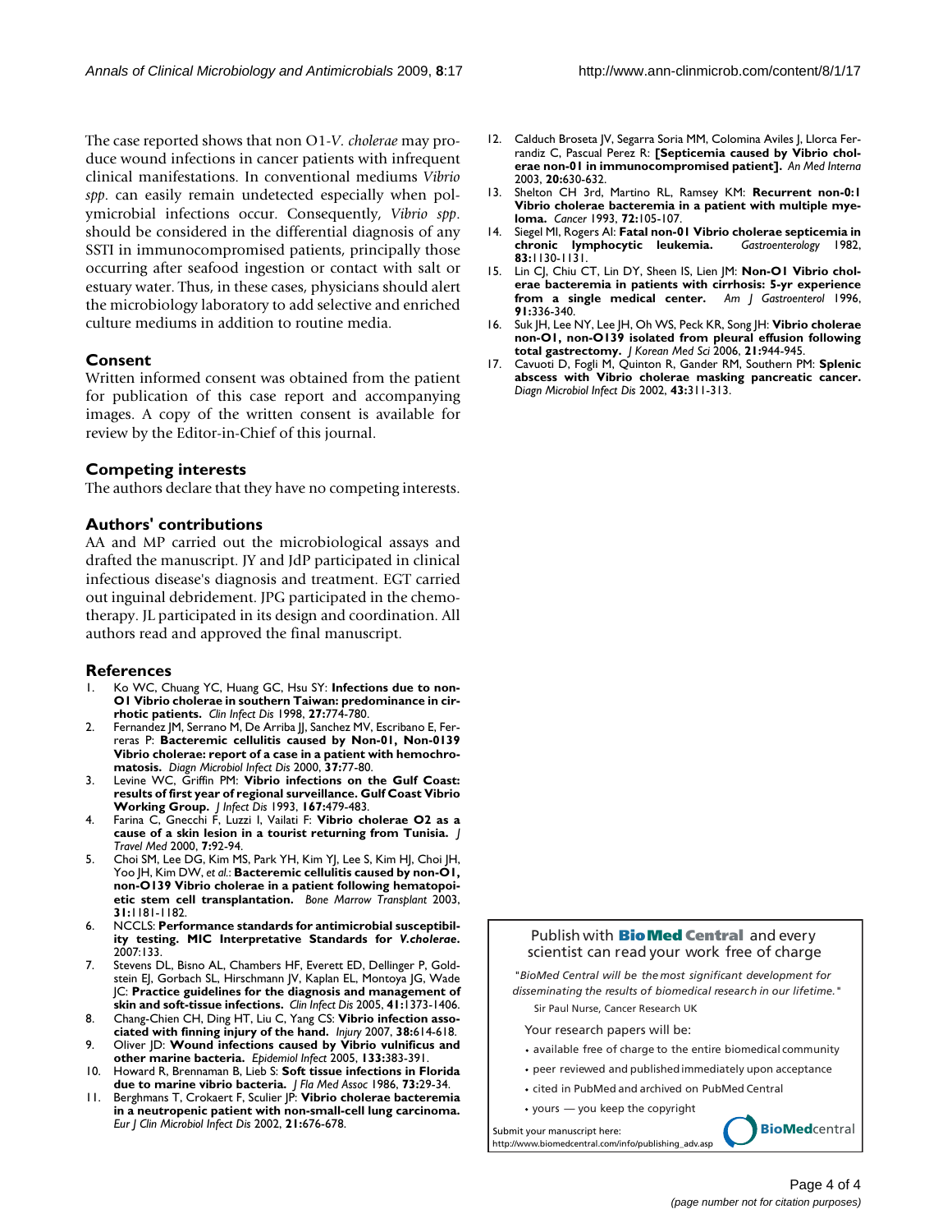The case reported shows that non O1-*V. cholerae* may produce wound infections in cancer patients with infrequent clinical manifestations. In conventional mediums *Vibrio spp*. can easily remain undetected especially when polymicrobial infections occur. Consequently, *Vibrio spp*. should be considered in the differential diagnosis of any SSTI in immunocompromised patients, principally those occurring after seafood ingestion or contact with salt or estuary water. Thus, in these cases, physicians should alert the microbiology laboratory to add selective and enriched culture mediums in addition to routine media.

## Consent

Written informed consent was obtained from the patient for publication of this case report and accompanying images. A copy of the written consent is available for review by the Editor-in-Chief of this journal.

## Competing interests

The authors declare that they have no competing interests.

## Authors' contributions

AA and MP carried out the microbiological assays and drafted the manuscript. JY and JdP participated in clinical infectious disease's diagnosis and treatment. EGT carried out inguinal debridement. JPG participated in the chemotherapy. JL participated in its design and coordination. All authors read and approved the final manuscript.

## References

1. Ko WC, Chuang YC, Huang GC, Hsu SY: **Infections due to non-O1 Vibrio cholerae in southern Taiwan: predominance in cirrhotic patients.** *Clin Infect Dis* 1998, **27:**774-780.
2. Fernandez JM, Serrano M, De Arriba JJ, Sanchez MV, Escribano E, Ferreras P: **Bacteremic cellulitis caused by Non-01, Non-0139 Vibrio cholerae: report of a case in a patient with hemochromatosis.** *Diagn Microbiol Infect Dis* 2000, **37:**77-80.
3. Levine WC, Griffin PM: **Vibrio infections on the Gulf Coast: results of first year of regional surveillance. Gulf Coast Vibrio Working Group.** *J Infect Dis* 1993, **167:**479-483.
4. Farina C, Gnecchi F, Luzzi I, Vailati F: **Vibrio cholerae O2 as a cause of a skin lesion in a tourist returning from Tunisia.** *J Travel Med* 2000, **7:**92-94.
5. Choi SM, Lee DG, Kim MS, Park YH, Kim YJ, Lee S, Kim HJ, Choi JH, Yoo JH, Kim DW, *et al.*: **Bacteremic cellulitis caused by non-O1, non-O139 Vibrio cholerae in a patient following hematopoietic stem cell transplantation.** *Bone Marrow Transplant* 2003, **31:**1181-1182.
6. NCCLS: **Performance standards for antimicrobial susceptibility testing. MIC Interpretative Standards for *V.cholerae*.** 2007:133.
7. Stevens DL, Bisno AL, Chambers HF, Everett ED, Dellinger P, Goldstein EJ, Gorbach SL, Hirschmann JV, Kaplan EL, Montoya JG, Wade JC: **Practice guidelines for the diagnosis and management of skin and soft-tissue infections.** *Clin Infect Dis* 2005, **41:**1373-1406.
8. Chang-Chien CH, Ding HT, Liu C, Yang CS: **Vibrio infection associated with finning injury of the hand.** *Injury* 2007, **38:**614-618.
9. Oliver JD: **Wound infections caused by Vibrio vulnificus and other marine bacteria.** *Epidemiol Infect* 2005, **133:**383-391.
10. Howard R, Brennaman B, Lieb S: **Soft tissue infections in Florida due to marine vibrio bacteria.** *J Fla Med Assoc* 1986, **73:**29-34.
11. Berghmans T, Crokaert F, Sculier JP: **Vibrio cholerae bacteremia in a neutropenic patient with non-small-cell lung carcinoma.** *Eur J Clin Microbiol Infect Dis* 2002, **21:**676-678.
12. Calduch Broseta JV, Segarra Soria MM, Colomina Aviles J, Llorca Ferrandiz C, Pascual Perez R: **[Septicemia caused by Vibrio cholerae non-01 in immunocompromised patient].** *An Med Interna* 2003, **20:**630-632.
13. Shelton CH 3rd, Martino RL, Ramsey KM: **Recurrent non-0:1 Vibrio cholerae bacteremia in a patient with multiple myeloma.** *Cancer* 1993, **72:**105-107.
14. Siegel MI, Rogers AI: **Fatal non-01 Vibrio cholerae septicemia in chronic lymphocytic leukemia.** *Gastroenterology* 1982, **83:**1130-1131.
15. Lin CJ, Chiu CT, Lin DY, Sheen IS, Lien JM: **Non-O1 Vibrio cholerae bacteremia in patients with cirrhosis: 5-yr experience from a single medical center.** *Am J Gastroenterol* 1996, **91:**336-340.
16. Suk JH, Lee NY, Lee JH, Oh WS, Peck KR, Song JH: **Vibrio cholerae non-O1, non-O139 isolated from pleural effusion following total gastrectomy.** *J Korean Med Sci* 2006, **21:**944-945.
17. Cavuoti D, Fogli M, Quinton R, Gander RM, Southern PM: **Splenic abscess with Vibrio cholerae masking pancreatic cancer.** *Diagn Microbiol Infect Dis* 2002, **43:**311-313.

Publish with **BioMed Central** and every scientist can read your work free of charge

*"BioMed Central will be the most significant development for disseminating the results of biomedical research in our lifetime."*
Sir Paul Nurse, Cancer Research UK

Your research papers will be:

- available free of charge to the entire biomedical community
- peer reviewed and published immediately upon acceptance
- cited in PubMed and archived on PubMed Central
- yours — you keep the copyright

Submit your manuscript here:
http://www.biomedcentral.com/info/publishing_adv.asp

BioMedcentral